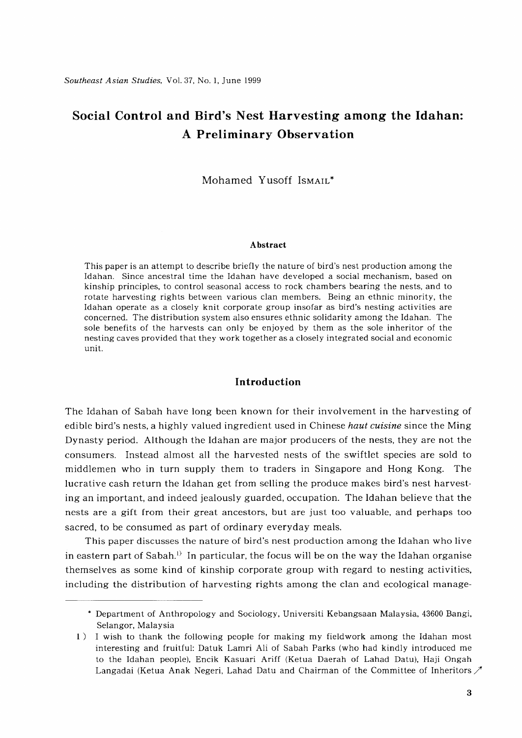# Social Control and Bird's Nest Harvesting among the Idahan: A Preliminary Observation

Mohamed Yusoff ISMAIL*

### Abstract

This paper is an attempt to describe briefly the nature of bird's nest production among the Idahan. Since ancestral time the Idahan have developed a social mechanism, based on kinship principles, to control seasonal access to rock chambers bearing the nests, and to rotate harvesting rights between various clan members. Being an ethnic minority, the Idahan operate as a closely knit corporate group insofar as bird's nesting activities are concerned. The distribution system also ensures ethnic solidarity among the Idahan. The sole benefits of the harvests can only be enjoyed by them as the sole inheritor of the nesting caves provided that they work together as a closely integrated social and economic unit.

## Introduction

The Idahan of Sabah have long been known for their involvement in the harvesting of edible bird's nests, a highly valued ingredient used in Chinese *haut cuisine* since the Ming Dynasty period. Although the Idahan are major producers of the nests, they are not the consumers. Instead almost all the harvested nests of the swiftlet species are sold to middlemen who in turn supply them to traders in Singapore and Hong Kong. The lucrative cash return the Idahan get from selling the produce makes bird's nest harvesting an important, and indeed jealously guarded, occupation. The Idahan believe that the nests are a gift from their great ancestors, but are just too valuable, and perhaps too sacred, to be consumed as part of ordinary everyday meals.

This paper discusses the nature of bird's nest production among the Idahan who live in eastern part of Sabah.[1] In particular, the focus will be on the way the Idahan organise themselves as some kind of kinship corporate group with regard to nesting activities, including the distribution of harvesting rights among the clan and ecological manage-

---

\* Department of Anthropology and Sociology, Universiti Kebangsaan Malaysia, 43600 Bangi, Selangor, Malaysia

1) I wish to thank the following people for making my fieldwork among the Idahan most interesting and fruitful: Datuk Lamri Ali of Sabah Parks (who had kindly introduced me to the Idahan people), Encik Kasuari Ariff (Ketua Daerah of Lahad Datu), Haji Ongah Langadai (Ketua Anak Negeri, Lahad Datu and Chairman of the Committee of Inheritors ↗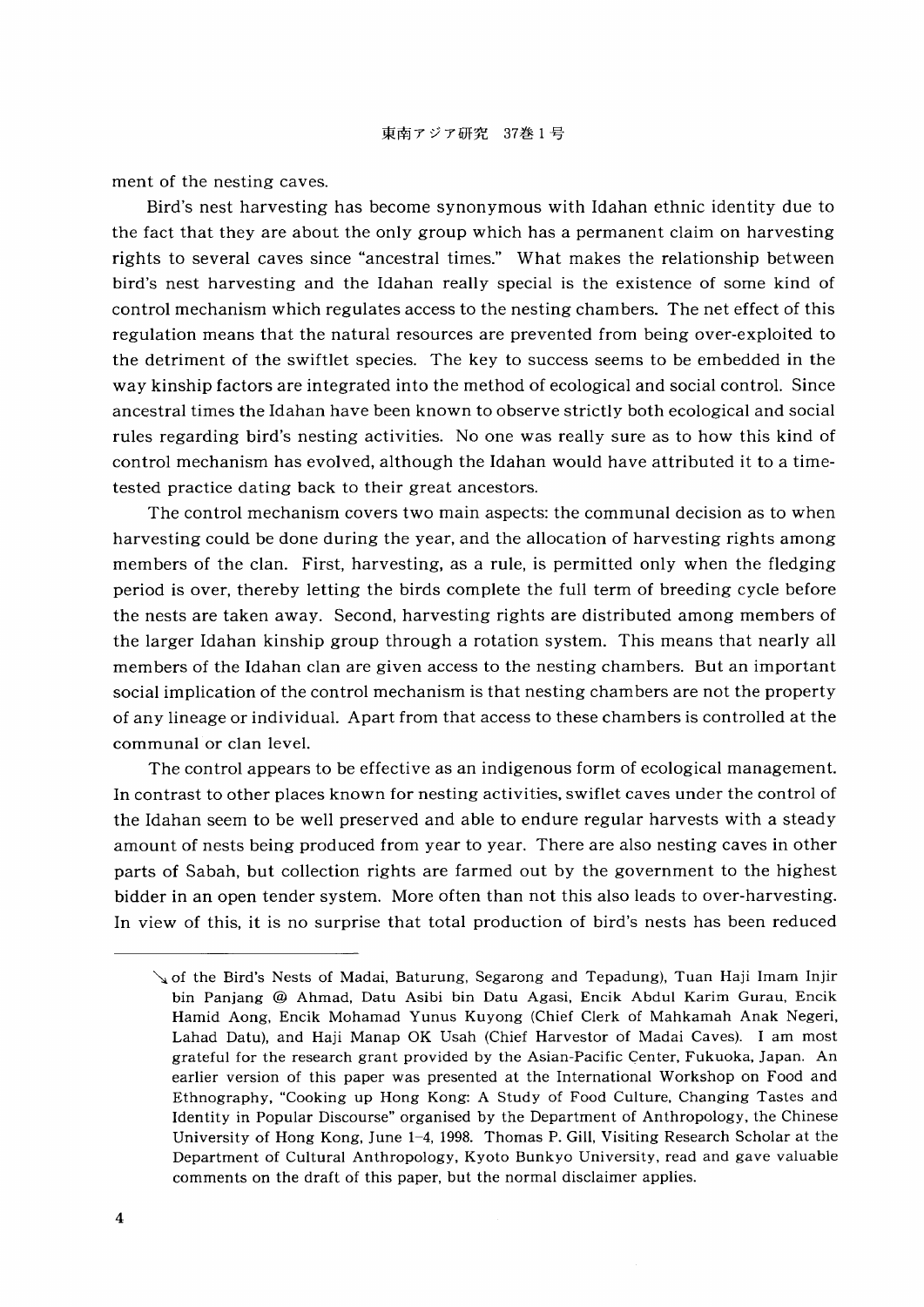ment of the nesting caves.

Bird's nest harvesting has become synonymous with Idahan ethnic identity due to the fact that they are about the only group which has a permanent claim on harvesting rights to several caves since "ancestral times." What makes the relationship between bird's nest harvesting and the Idahan really special is the existence of some kind of control mechanism which regulates access to the nesting chambers. The net effect of this regulation means that the natural resources are prevented from being over-exploited to the detriment of the swiftlet species. The key to success seems to be embedded in the way kinship factors are integrated into the method of ecological and social control. Since ancestral times the Idahan have been known to observe strictly both ecological and social rules regarding bird's nesting activities. No one was really sure as to how this kind of control mechanism has evolved, although the Idahan would have attributed it to a time-tested practice dating back to their great ancestors.

The control mechanism covers two main aspects: the communal decision as to when harvesting could be done during the year, and the allocation of harvesting rights among members of the clan. First, harvesting, as a rule, is permitted only when the fledging period is over, thereby letting the birds complete the full term of breeding cycle before the nests are taken away. Second, harvesting rights are distributed among members of the larger Idahan kinship group through a rotation system. This means that nearly all members of the Idahan clan are given access to the nesting chambers. But an important social implication of the control mechanism is that nesting chambers are not the property of any lineage or individual. Apart from that access to these chambers is controlled at the communal or clan level.

The control appears to be effective as an indigenous form of ecological management. In contrast to other places known for nesting activities, swiflet caves under the control of the Idahan seem to be well preserved and able to endure regular harvests with a steady amount of nests being produced from year to year. There are also nesting caves in other parts of Sabah, but collection rights are farmed out by the government to the highest bidder in an open tender system. More often than not this also leads to over-harvesting. In view of this, it is no surprise that total production of bird's nests has been reduced

---

↘ of the Bird's Nests of Madai, Baturung, Segarong and Tepadung), Tuan Haji Imam Injir bin Panjang @ Ahmad, Datu Asibi bin Datu Agasi, Encik Abdul Karim Gurau, Encik Hamid Aong, Encik Mohamad Yunus Kuyong (Chief Clerk of Mahkamah Anak Negeri, Lahad Datu), and Haji Manap OK Usah (Chief Harvestor of Madai Caves). I am most grateful for the research grant provided by the Asian-Pacific Center, Fukuoka, Japan. An earlier version of this paper was presented at the International Workshop on Food and Ethnography, "Cooking up Hong Kong: A Study of Food Culture, Changing Tastes and Identity in Popular Discourse" organised by the Department of Anthropology, the Chinese University of Hong Kong, June 1–4, 1998. Thomas P. Gill, Visiting Research Scholar at the Department of Cultural Anthropology, Kyoto Bunkyo University, read and gave valuable comments on the draft of this paper, but the normal disclaimer applies.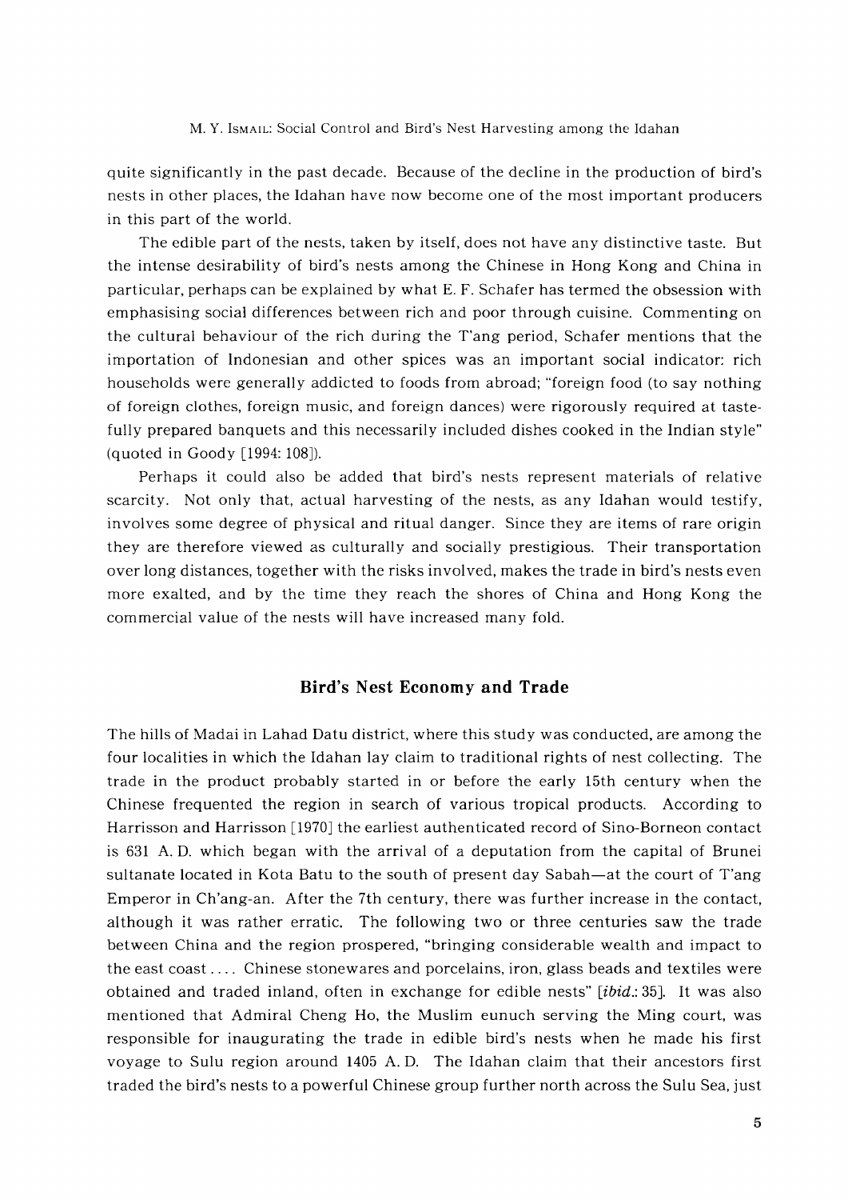quite significantly in the past decade. Because of the decline in the production of bird's nests in other places, the Idahan have now become one of the most important producers in this part of the world.

The edible part of the nests, taken by itself, does not have any distinctive taste. But the intense desirability of bird's nests among the Chinese in Hong Kong and China in particular, perhaps can be explained by what E. F. Schafer has termed the obsession with emphasising social differences between rich and poor through cuisine. Commenting on the cultural behaviour of the rich during the T'ang period, Schafer mentions that the importation of Indonesian and other spices was an important social indicator: rich households were generally addicted to foods from abroad; "foreign food (to say nothing of foreign clothes, foreign music, and foreign dances) were rigorously required at tastefully prepared banquets and this necessarily included dishes cooked in the Indian style" (quoted in Goody [1994: 108]).

Perhaps it could also be added that bird's nests represent materials of relative scarcity. Not only that, actual harvesting of the nests, as any Idahan would testify, involves some degree of physical and ritual danger. Since they are items of rare origin they are therefore viewed as culturally and socially prestigious. Their transportation over long distances, together with the risks involved, makes the trade in bird's nests even more exalted, and by the time they reach the shores of China and Hong Kong the commercial value of the nests will have increased many fold.

## Bird's Nest Economy and Trade

The hills of Madai in Lahad Datu district, where this study was conducted, are among the four localities in which the Idahan lay claim to traditional rights of nest collecting. The trade in the product probably started in or before the early 15th century when the Chinese frequented the region in search of various tropical products. According to Harrisson and Harrisson [1970] the earliest authenticated record of Sino-Borneon contact is 631 A. D. which began with the arrival of a deputation from the capital of Brunei sultanate located in Kota Batu to the south of present day Sabah—at the court of T'ang Emperor in Ch'ang-an. After the 7th century, there was further increase in the contact, although it was rather erratic. The following two or three centuries saw the trade between China and the region prospered, "bringing considerable wealth and impact to the east coast .... Chinese stonewares and porcelains, iron, glass beads and textiles were obtained and traded inland, often in exchange for edible nests" [*ibid.*: 35]. It was also mentioned that Admiral Cheng Ho, the Muslim eunuch serving the Ming court, was responsible for inaugurating the trade in edible bird's nests when he made his first voyage to Sulu region around 1405 A. D. The Idahan claim that their ancestors first traded the bird's nests to a powerful Chinese group further north across the Sulu Sea, just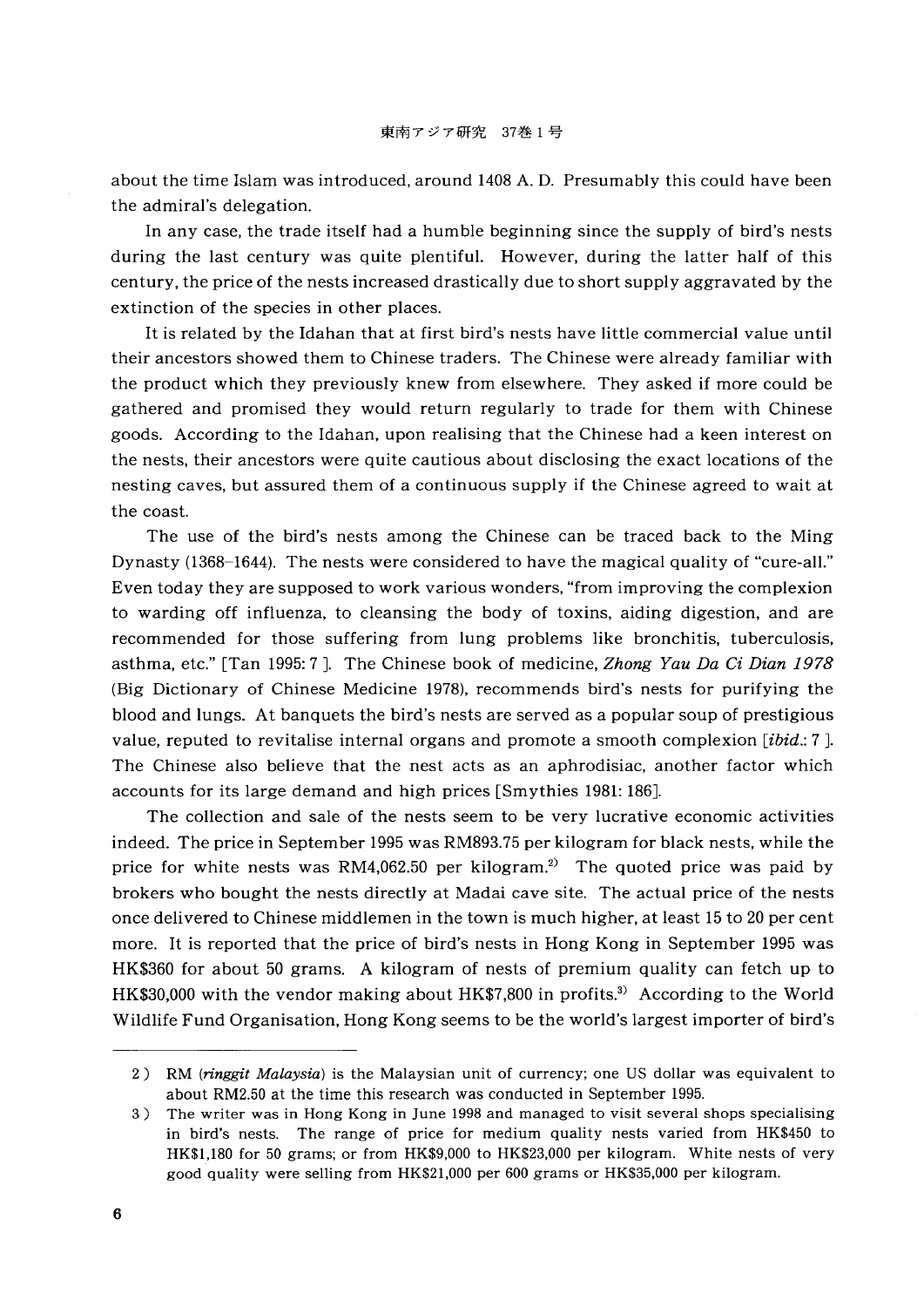about the time Islam was introduced, around 1408 A. D. Presumably this could have been the admiral's delegation.

In any case, the trade itself had a humble beginning since the supply of bird's nests during the last century was quite plentiful. However, during the latter half of this century, the price of the nests increased drastically due to short supply aggravated by the extinction of the species in other places.

It is related by the Idahan that at first bird's nests have little commercial value until their ancestors showed them to Chinese traders. The Chinese were already familiar with the product which they previously knew from elsewhere. They asked if more could be gathered and promised they would return regularly to trade for them with Chinese goods. According to the Idahan, upon realising that the Chinese had a keen interest on the nests, their ancestors were quite cautious about disclosing the exact locations of the nesting caves, but assured them of a continuous supply if the Chinese agreed to wait at the coast.

The use of the bird's nests among the Chinese can be traced back to the Ming Dynasty (1368–1644). The nests were considered to have the magical quality of "cure-all." Even today they are supposed to work various wonders, "from improving the complexion to warding off influenza, to cleansing the body of toxins, aiding digestion, and are recommended for those suffering from lung problems like bronchitis, tuberculosis, asthma, etc." [Tan 1995: 7 ]. The Chinese book of medicine, *Zhong Yau Da Ci Dian 1978* (Big Dictionary of Chinese Medicine 1978), recommends bird's nests for purifying the blood and lungs. At banquets the bird's nests are served as a popular soup of prestigious value, reputed to revitalise internal organs and promote a smooth complexion [*ibid.*: 7 ]. The Chinese also believe that the nest acts as an aphrodisiac, another factor which accounts for its large demand and high prices [Smythies 1981: 186].

The collection and sale of the nests seem to be very lucrative economic activities indeed. The price in September 1995 was RM893.75 per kilogram for black nests, while the price for white nests was RM4,062.50 per kilogram.[2] The quoted price was paid by brokers who bought the nests directly at Madai cave site. The actual price of the nests once delivered to Chinese middlemen in the town is much higher, at least 15 to 20 per cent more. It is reported that the price of bird's nests in Hong Kong in September 1995 was HK$360 for about 50 grams. A kilogram of nests of premium quality can fetch up to HK$30,000 with the vendor making about HK$7,800 in profits.[3] According to the World Wildlife Fund Organisation, Hong Kong seems to be the world's largest importer of bird's

---

2 ) RM (*ringgit Malaysia*) is the Malaysian unit of currency; one US dollar was equivalent to about RM2.50 at the time this research was conducted in September 1995.

3 ) The writer was in Hong Kong in June 1998 and managed to visit several shops specialising in bird's nests. The range of price for medium quality nests varied from HK$450 to HK$1,180 for 50 grams; or from HK$9,000 to HK$23,000 per kilogram. White nests of very good quality were selling from HK$21,000 per 600 grams or HK$35,000 per kilogram.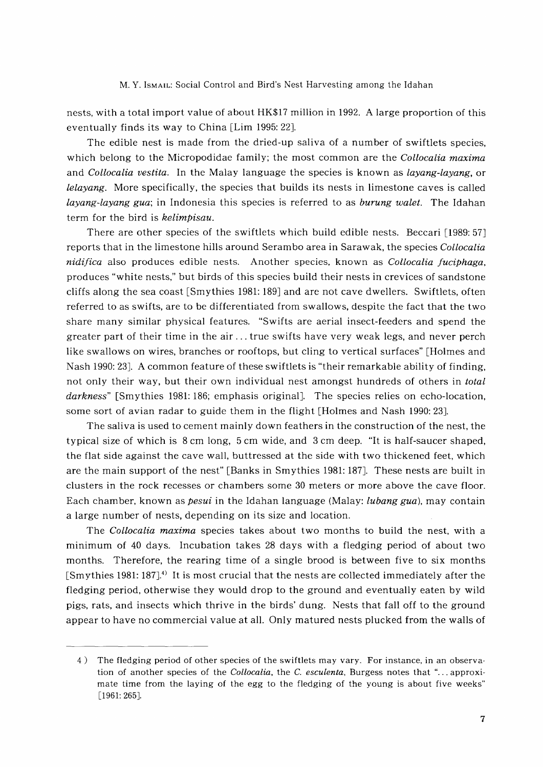nests, with a total import value of about HK$17 million in 1992. A large proportion of this eventually finds its way to China [Lim 1995: 22].

The edible nest is made from the dried-up saliva of a number of swiftlets species, which belong to the Micropodidae family; the most common are the *Collocalia maxima* and *Collocalia vestita*. In the Malay language the species is known as *layang-layang*, or *lelayang*. More specifically, the species that builds its nests in limestone caves is called *layang-layang gua*; in Indonesia this species is referred to as *burung walet*. The Idahan term for the bird is *kelimpisau*.

There are other species of the swiftlets which build edible nests. Beccari [1989: 57] reports that in the limestone hills around Serambo area in Sarawak, the species *Collocalia nidifica* also produces edible nests. Another species, known as *Collocalia fuciphaga*, produces "white nests," but birds of this species build their nests in crevices of sandstone cliffs along the sea coast [Smythies 1981: 189] and are not cave dwellers. Swiftlets, often referred to as swifts, are to be differentiated from swallows, despite the fact that the two share many similar physical features. "Swifts are aerial insect-feeders and spend the greater part of their time in the air ... true swifts have very weak legs, and never perch like swallows on wires, branches or rooftops, but cling to vertical surfaces" [Holmes and Nash 1990: 23]. A common feature of these swiftlets is "their remarkable ability of finding, not only their way, but their own individual nest amongst hundreds of others in *total darkness*" [Smythies 1981: 186; emphasis original]. The species relies on echo-location, some sort of avian radar to guide them in the flight [Holmes and Nash 1990: 23].

The saliva is used to cement mainly down feathers in the construction of the nest, the typical size of which is 8 cm long, 5 cm wide, and 3 cm deep. "It is half-saucer shaped, the flat side against the cave wall, buttressed at the side with two thickened feet, which are the main support of the nest" [Banks in Smythies 1981: 187]. These nests are built in clusters in the rock recesses or chambers some 30 meters or more above the cave floor. Each chamber, known as *pesui* in the Idahan language (Malay: *lubang gua*), may contain a large number of nests, depending on its size and location.

The *Collocalia maxima* species takes about two months to build the nest, with a minimum of 40 days. Incubation takes 28 days with a fledging period of about two months. Therefore, the rearing time of a single brood is between five to six months [Smythies 1981: 187].[4] It is most crucial that the nests are collected immediately after the fledging period, otherwise they would drop to the ground and eventually eaten by wild pigs, rats, and insects which thrive in the birds' dung. Nests that fall off to the ground appear to have no commercial value at all. Only matured nests plucked from the walls of

---

4) The fledging period of other species of the swiftlets may vary. For instance, in an observation of another species of the *Collocalia*, the *C. esculenta*, Burgess notes that "... approximate time from the laying of the egg to the fledging of the young is about five weeks" [1961: 265].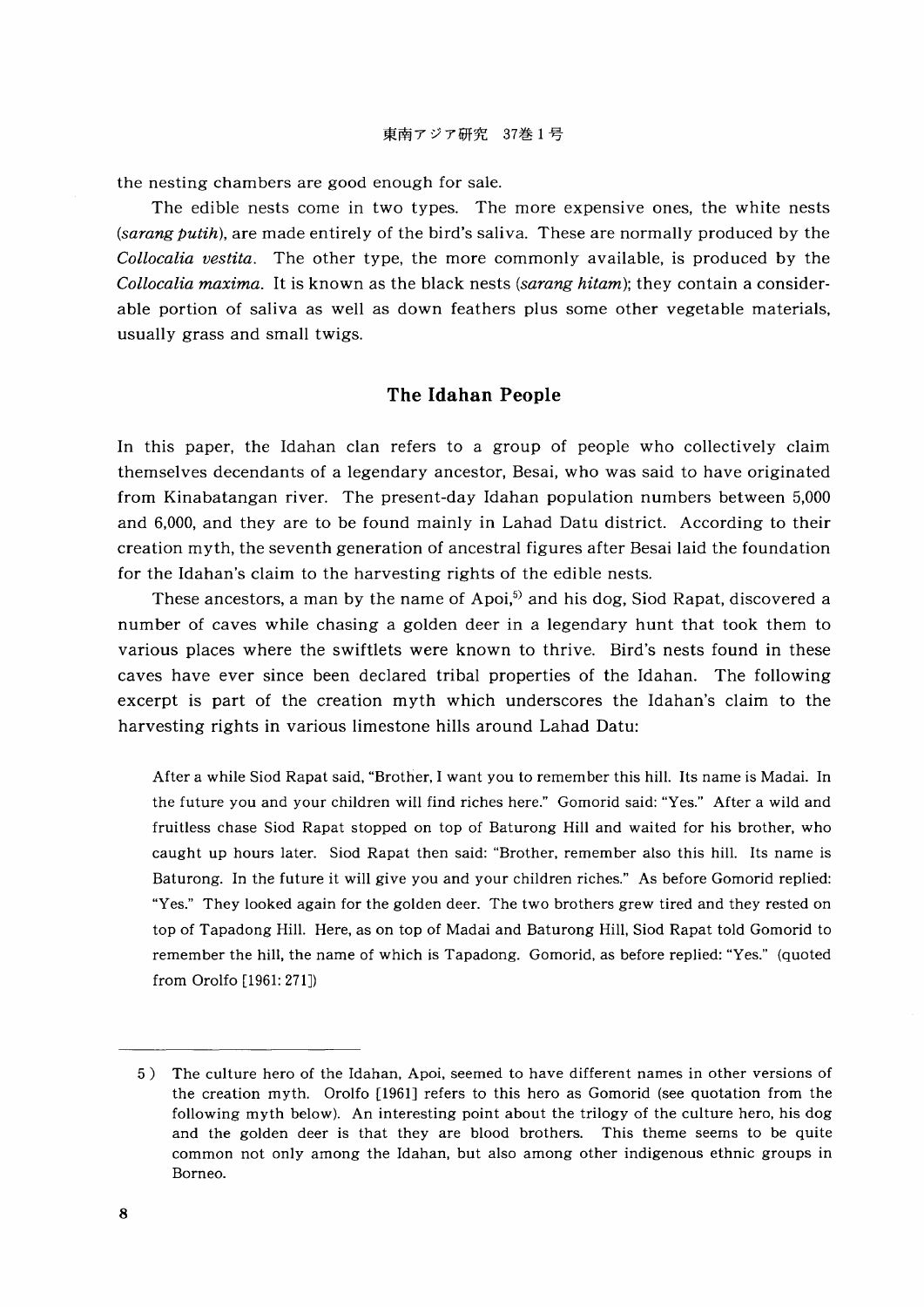the nesting chambers are good enough for sale.

The edible nests come in two types. The more expensive ones, the white nests (*sarang putih*), are made entirely of the bird's saliva. These are normally produced by the *Collocalia vestita*. The other type, the more commonly available, is produced by the *Collocalia maxima*. It is known as the black nests (*sarang hitam*); they contain a considerable portion of saliva as well as down feathers plus some other vegetable materials, usually grass and small twigs.

## The Idahan People

In this paper, the Idahan clan refers to a group of people who collectively claim themselves decendants of a legendary ancestor, Besai, who was said to have originated from Kinabatangan river. The present-day Idahan population numbers between 5,000 and 6,000, and they are to be found mainly in Lahad Datu district. According to their creation myth, the seventh generation of ancestral figures after Besai laid the foundation for the Idahan's claim to the harvesting rights of the edible nests.

These ancestors, a man by the name of Apoi,[5] and his dog, Siod Rapat, discovered a number of caves while chasing a golden deer in a legendary hunt that took them to various places where the swiftlets were known to thrive. Bird's nests found in these caves have ever since been declared tribal properties of the Idahan. The following excerpt is part of the creation myth which underscores the Idahan's claim to the harvesting rights in various limestone hills around Lahad Datu:

> After a while Siod Rapat said, "Brother, I want you to remember this hill. Its name is Madai. In the future you and your children will find riches here." Gomorid said: "Yes." After a wild and fruitless chase Siod Rapat stopped on top of Baturong Hill and waited for his brother, who caught up hours later. Siod Rapat then said: "Brother, remember also this hill. Its name is Baturong. In the future it will give you and your children riches." As before Gomorid replied: "Yes." They looked again for the golden deer. The two brothers grew tired and they rested on top of Tapadong Hill. Here, as on top of Madai and Baturong Hill, Siod Rapat told Gomorid to remember the hill, the name of which is Tapadong. Gomorid, as before replied: "Yes." (quoted from Orolfo [1961: 271])

---

5) The culture hero of the Idahan, Apoi, seemed to have different names in other versions of the creation myth. Orolfo [1961] refers to this hero as Gomorid (see quotation from the following myth below). An interesting point about the trilogy of the culture hero, his dog and the golden deer is that they are blood brothers. This theme seems to be quite common not only among the Idahan, but also among other indigenous ethnic groups in Borneo.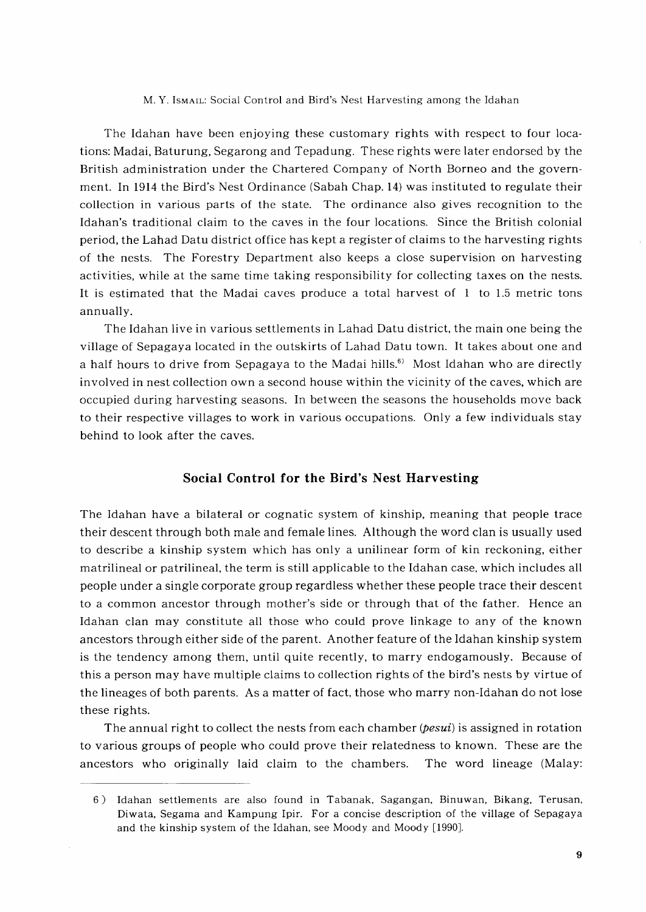The Idahan have been enjoying these customary rights with respect to four locations: Madai, Baturung, Segarong and Tepadung. These rights were later endorsed by the British administration under the Chartered Company of North Borneo and the government. In 1914 the Bird's Nest Ordinance (Sabah Chap. 14) was instituted to regulate their collection in various parts of the state. The ordinance also gives recognition to the Idahan's traditional claim to the caves in the four locations. Since the British colonial period, the Lahad Datu district office has kept a register of claims to the harvesting rights of the nests. The Forestry Department also keeps a close supervision on harvesting activities, while at the same time taking responsibility for collecting taxes on the nests. It is estimated that the Madai caves produce a total harvest of 1 to 1.5 metric tons annually.

The Idahan live in various settlements in Lahad Datu district, the main one being the village of Sepagaya located in the outskirts of Lahad Datu town. It takes about one and a half hours to drive from Sepagaya to the Madai hills.[6] Most Idahan who are directly involved in nest collection own a second house within the vicinity of the caves, which are occupied during harvesting seasons. In between the seasons the households move back to their respective villages to work in various occupations. Only a few individuals stay behind to look after the caves.

## Social Control for the Bird's Nest Harvesting

The Idahan have a bilateral or cognatic system of kinship, meaning that people trace their descent through both male and female lines. Although the word clan is usually used to describe a kinship system which has only a unilinear form of kin reckoning, either matrilineal or patrilineal, the term is still applicable to the Idahan case, which includes all people under a single corporate group regardless whether these people trace their descent to a common ancestor through mother's side or through that of the father. Hence an Idahan clan may constitute all those who could prove linkage to any of the known ancestors through either side of the parent. Another feature of the Idahan kinship system is the tendency among them, until quite recently, to marry endogamously. Because of this a person may have multiple claims to collection rights of the bird's nests by virtue of the lineages of both parents. As a matter of fact, those who marry non-Idahan do not lose these rights.

The annual right to collect the nests from each chamber (*pesui*) is assigned in rotation to various groups of people who could prove their relatedness to known. These are the ancestors who originally laid claim to the chambers. The word lineage (Malay:

---

6) Idahan settlements are also found in Tabanak, Sagangan, Binuwan, Bikang, Terusan, Diwata, Segama and Kampung Ipir. For a concise description of the village of Sepagaya and the kinship system of the Idahan, see Moody and Moody [1990].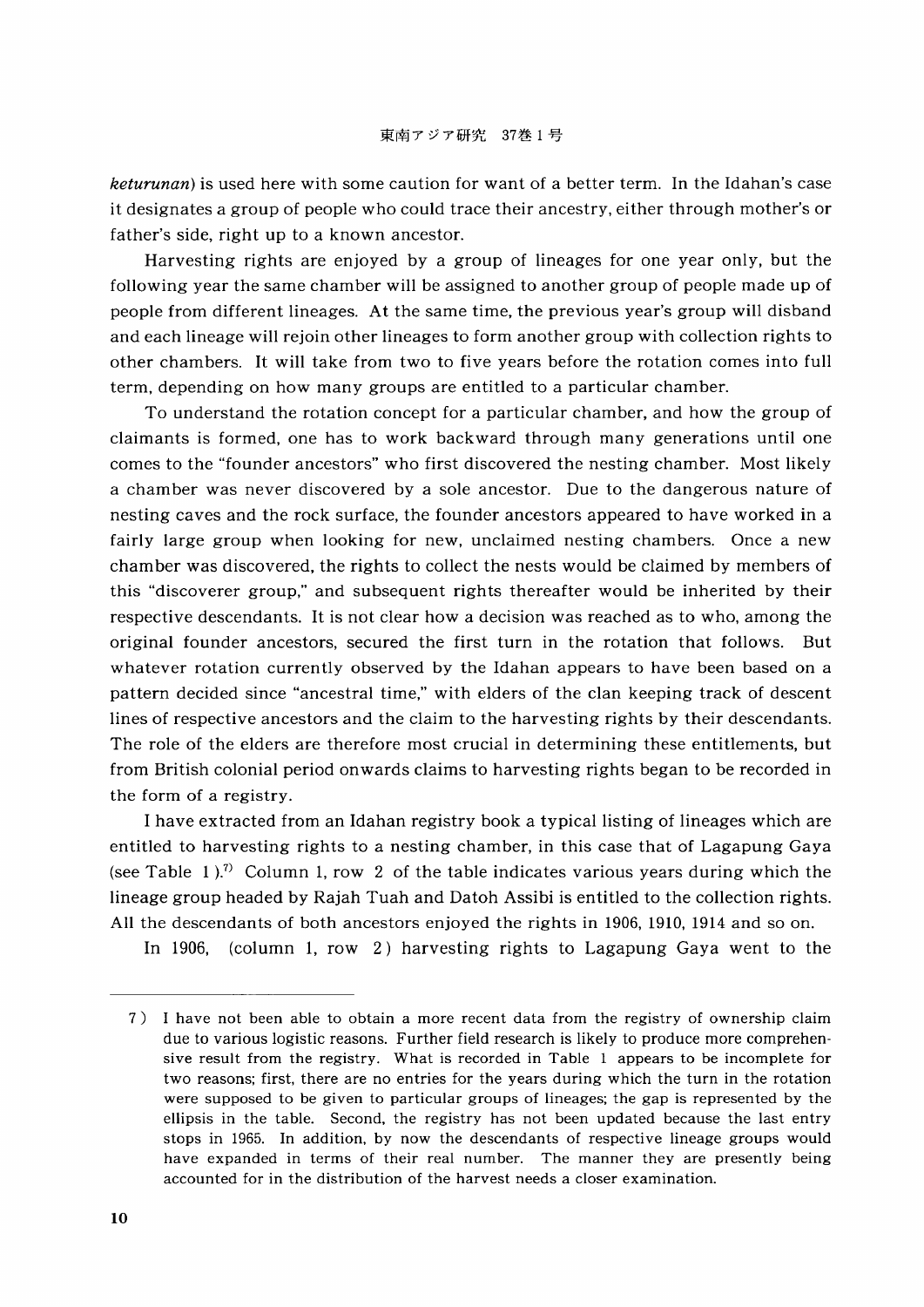*keturunan*) is used here with some caution for want of a better term. In the Idahan's case it designates a group of people who could trace their ancestry, either through mother's or father's side, right up to a known ancestor.

Harvesting rights are enjoyed by a group of lineages for one year only, but the following year the same chamber will be assigned to another group of people made up of people from different lineages. At the same time, the previous year's group will disband and each lineage will rejoin other lineages to form another group with collection rights to other chambers. It will take from two to five years before the rotation comes into full term, depending on how many groups are entitled to a particular chamber.

To understand the rotation concept for a particular chamber, and how the group of claimants is formed, one has to work backward through many generations until one comes to the "founder ancestors" who first discovered the nesting chamber. Most likely a chamber was never discovered by a sole ancestor. Due to the dangerous nature of nesting caves and the rock surface, the founder ancestors appeared to have worked in a fairly large group when looking for new, unclaimed nesting chambers. Once a new chamber was discovered, the rights to collect the nests would be claimed by members of this "discoverer group," and subsequent rights thereafter would be inherited by their respective descendants. It is not clear how a decision was reached as to who, among the original founder ancestors, secured the first turn in the rotation that follows. But whatever rotation currently observed by the Idahan appears to have been based on a pattern decided since "ancestral time," with elders of the clan keeping track of descent lines of respective ancestors and the claim to the harvesting rights by their descendants. The role of the elders are therefore most crucial in determining these entitlements, but from British colonial period onwards claims to harvesting rights began to be recorded in the form of a registry.

I have extracted from an Idahan registry book a typical listing of lineages which are entitled to harvesting rights to a nesting chamber, in this case that of Lagapung Gaya (see Table 1).[7] Column 1, row 2 of the table indicates various years during which the lineage group headed by Rajah Tuah and Datoh Assibi is entitled to the collection rights. All the descendants of both ancestors enjoyed the rights in 1906, 1910, 1914 and so on.

In 1906, (column 1, row 2) harvesting rights to Lagapung Gaya went to the

---

7) I have not been able to obtain a more recent data from the registry of ownership claim due to various logistic reasons. Further field research is likely to produce more comprehensive result from the registry. What is recorded in Table 1 appears to be incomplete for two reasons; first, there are no entries for the years during which the turn in the rotation were supposed to be given to particular groups of lineages; the gap is represented by the ellipsis in the table. Second, the registry has not been updated because the last entry stops in 1965. In addition, by now the descendants of respective lineage groups would have expanded in terms of their real number. The manner they are presently being accounted for in the distribution of the harvest needs a closer examination.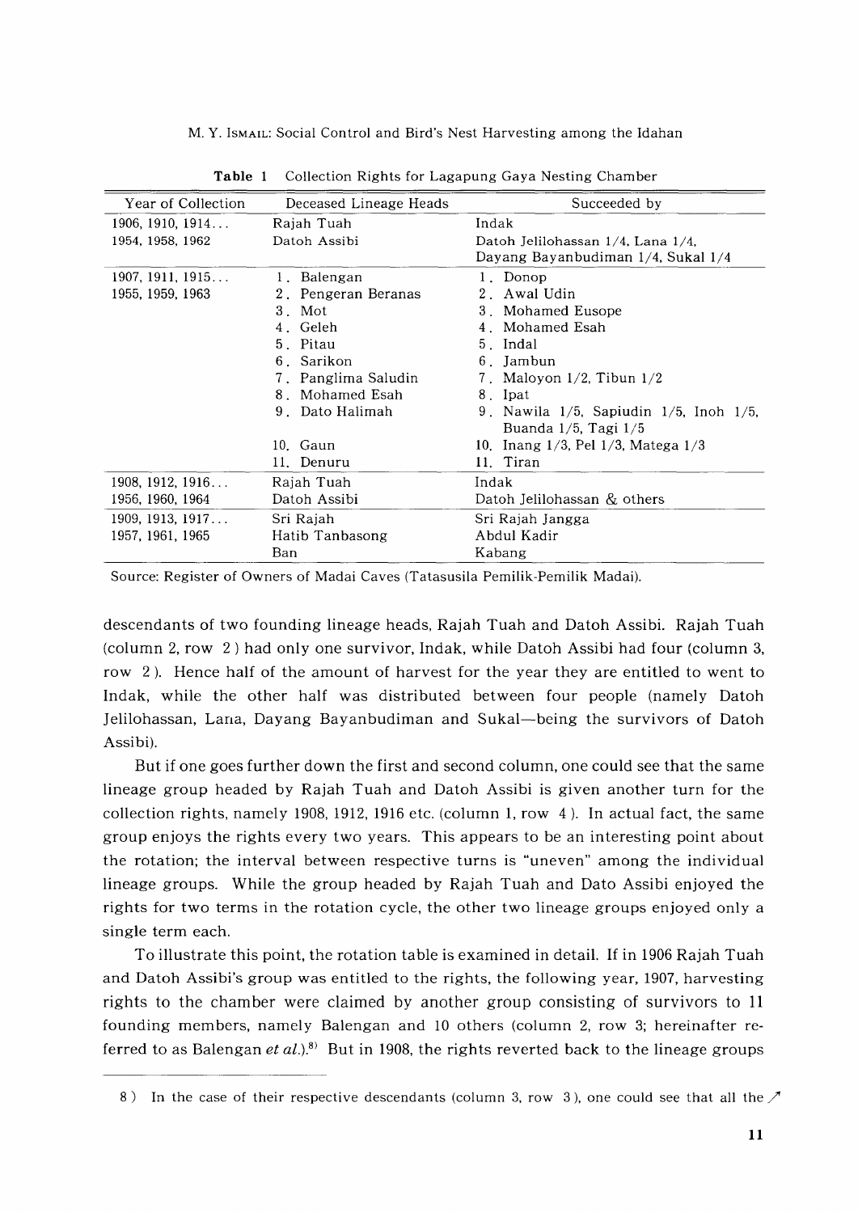**Table 1** Collection Rights for Lagapung Gaya Nesting Chamber

| Year of Collection | Deceased Lineage Heads | Succeeded by |
|---|---|---|
| 1906, 1910, 1914... | Rajah Tuah | Indak |
| 1954, 1958, 1962 | Datoh Assibi | Datoh Jelilohassan 1/4, Lana 1/4, Dayang Bayanbudiman 1/4, Sukal 1/4 |
| 1907, 1911, 1915... | 1. Balengan | 1. Donop |
| 1955, 1959, 1963 | 2. Pengeran Beranas | 2. Awal Udin |
| | 3. Mot | 3. Mohamed Eusope |
| | 4. Geleh | 4. Mohamed Esah |
| | 5. Pitau | 5. Indal |
| | 6. Sarikon | 6. Jambun |
| | 7. Panglima Saludin | 7. Maloyon 1/2, Tibun 1/2 |
| | 8. Mohamed Esah | 8. Ipat |
| | 9. Dato Halimah | 9. Nawila 1/5, Sapiudin 1/5, Inoh 1/5, Buanda 1/5, Tagi 1/5 |
| | 10. Gaun | 10. Inang 1/3, Pel 1/3, Matega 1/3 |
| | 11. Denuru | 11. Tiran |
| 1908, 1912, 1916... | Rajah Tuah | Indak |
| 1956, 1960, 1964 | Datoh Assibi | Datoh Jelilohassan & others |
| 1909, 1913, 1917... | Sri Rajah | Sri Rajah Jangga |
| 1957, 1961, 1965 | Hatib Tanbasong | Abdul Kadir |
| | Ban | Kabang |

Source: Register of Owners of Madai Caves (Tatasusila Pemilik-Pemilik Madai).

descendants of two founding lineage heads, Rajah Tuah and Datoh Assibi. Rajah Tuah (column 2, row 2) had only one survivor, Indak, while Datoh Assibi had four (column 3, row 2). Hence half of the amount of harvest for the year they are entitled to went to Indak, while the other half was distributed between four people (namely Datoh Jelilohassan, Lana, Dayang Bayanbudiman and Sukal—being the survivors of Datoh Assibi).

But if one goes further down the first and second column, one could see that the same lineage group headed by Rajah Tuah and Datoh Assibi is given another turn for the collection rights, namely 1908, 1912, 1916 etc. (column 1, row 4). In actual fact, the same group enjoys the rights every two years. This appears to be an interesting point about the rotation; the interval between respective turns is "uneven" among the individual lineage groups. While the group headed by Rajah Tuah and Dato Assibi enjoyed the rights for two terms in the rotation cycle, the other two lineage groups enjoyed only a single term each.

To illustrate this point, the rotation table is examined in detail. If in 1906 Rajah Tuah and Datoh Assibi's group was entitled to the rights, the following year, 1907, harvesting rights to the chamber were claimed by another group consisting of survivors to 11 founding members, namely Balengan and 10 others (column 2, row 3; hereinafter referred to as Balengan *et al.*).[8] But in 1908, the rights reverted back to the lineage groups

8) In the case of their respective descendants (column 3, row 3), one could see that all the ↗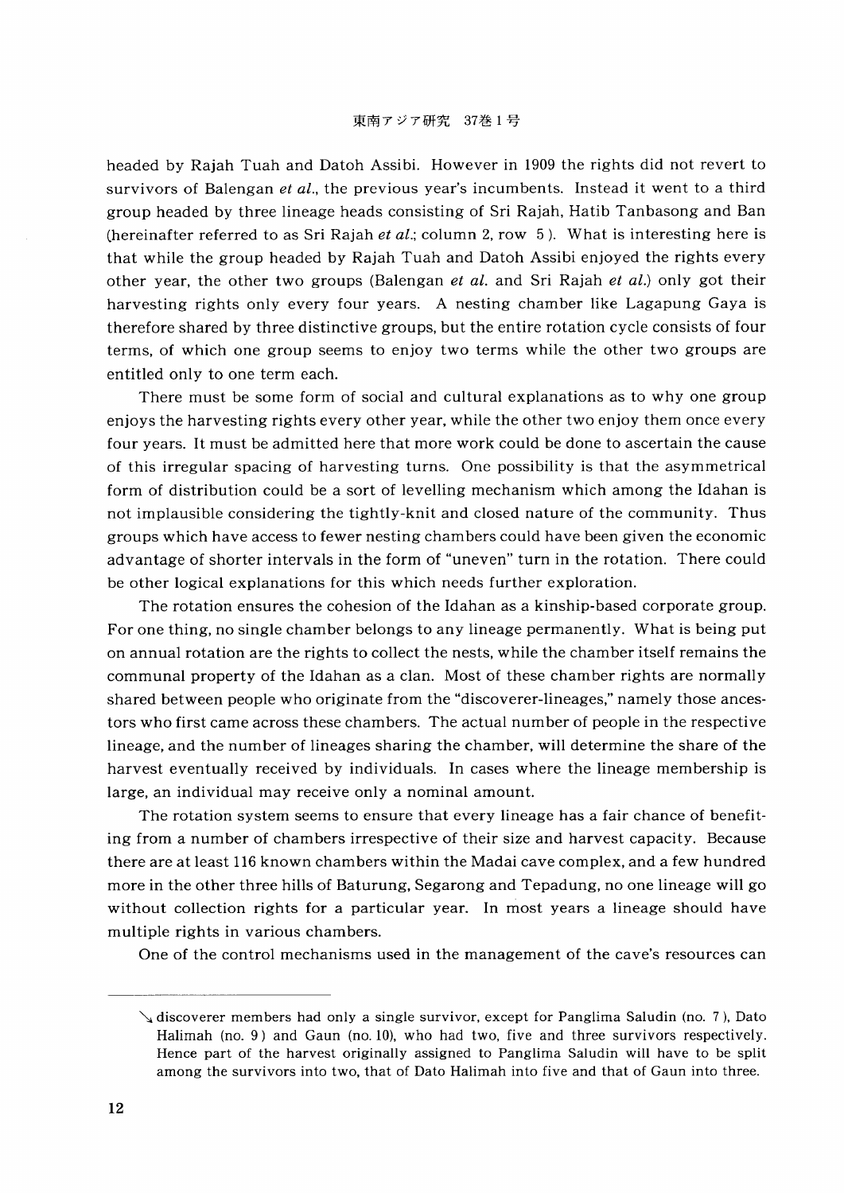headed by Rajah Tuah and Datoh Assibi. However in 1909 the rights did not revert to survivors of Balengan *et al.*, the previous year's incumbents. Instead it went to a third group headed by three lineage heads consisting of Sri Rajah, Hatib Tanbasong and Ban (hereinafter referred to as Sri Rajah *et al.*; column 2, row 5). What is interesting here is that while the group headed by Rajah Tuah and Datoh Assibi enjoyed the rights every other year, the other two groups (Balengan *et al.* and Sri Rajah *et al.*) only got their harvesting rights only every four years. A nesting chamber like Lagapung Gaya is therefore shared by three distinctive groups, but the entire rotation cycle consists of four terms, of which one group seems to enjoy two terms while the other two groups are entitled only to one term each.

There must be some form of social and cultural explanations as to why one group enjoys the harvesting rights every other year, while the other two enjoy them once every four years. It must be admitted here that more work could be done to ascertain the cause of this irregular spacing of harvesting turns. One possibility is that the asymmetrical form of distribution could be a sort of levelling mechanism which among the Idahan is not implausible considering the tightly-knit and closed nature of the community. Thus groups which have access to fewer nesting chambers could have been given the economic advantage of shorter intervals in the form of "uneven" turn in the rotation. There could be other logical explanations for this which needs further exploration.

The rotation ensures the cohesion of the Idahan as a kinship-based corporate group. For one thing, no single chamber belongs to any lineage permanently. What is being put on annual rotation are the rights to collect the nests, while the chamber itself remains the communal property of the Idahan as a clan. Most of these chamber rights are normally shared between people who originate from the "discoverer-lineages," namely those ancestors who first came across these chambers. The actual number of people in the respective lineage, and the number of lineages sharing the chamber, will determine the share of the harvest eventually received by individuals. In cases where the lineage membership is large, an individual may receive only a nominal amount.

The rotation system seems to ensure that every lineage has a fair chance of benefiting from a number of chambers irrespective of their size and harvest capacity. Because there are at least 116 known chambers within the Madai cave complex, and a few hundred more in the other three hills of Baturung, Segarong and Tepadung, no one lineage will go without collection rights for a particular year. In most years a lineage should have multiple rights in various chambers.

One of the control mechanisms used in the management of the cave's resources can

---

↘ discoverer members had only a single survivor, except for Panglima Saludin (no. 7), Dato Halimah (no. 9) and Gaun (no. 10), who had two, five and three survivors respectively. Hence part of the harvest originally assigned to Panglima Saludin will have to be split among the survivors into two, that of Dato Halimah into five and that of Gaun into three.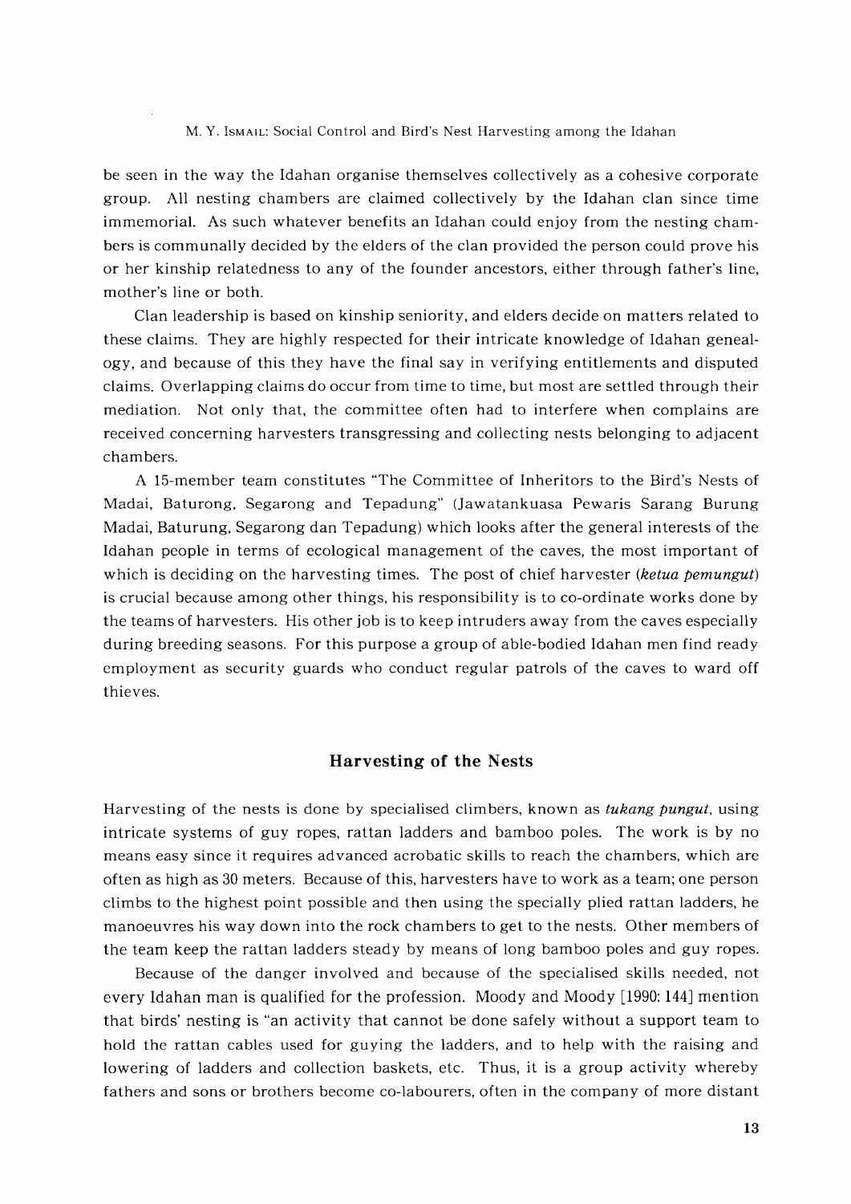be seen in the way the Idahan organise themselves collectively as a cohesive corporate group. All nesting chambers are claimed collectively by the Idahan clan since time immemorial. As such whatever benefits an Idahan could enjoy from the nesting chambers is communally decided by the elders of the clan provided the person could prove his or her kinship relatedness to any of the founder ancestors, either through father's line, mother's line or both.

Clan leadership is based on kinship seniority, and elders decide on matters related to these claims. They are highly respected for their intricate knowledge of Idahan genealogy, and because of this they have the final say in verifying entitlements and disputed claims. Overlapping claims do occur from time to time, but most are settled through their mediation. Not only that, the committee often had to interfere when complains are received concerning harvesters transgressing and collecting nests belonging to adjacent chambers.

A 15-member team constitutes "The Committee of Inheritors to the Bird's Nests of Madai, Baturong, Segarong and Tepadung" (Jawatankuasa Pewaris Sarang Burung Madai, Baturung, Segarong dan Tepadung) which looks after the general interests of the Idahan people in terms of ecological management of the caves, the most important of which is deciding on the harvesting times. The post of chief harvester (*ketua pemungut*) is crucial because among other things, his responsibility is to co-ordinate works done by the teams of harvesters. His other job is to keep intruders away from the caves especially during breeding seasons. For this purpose a group of able-bodied Idahan men find ready employment as security guards who conduct regular patrols of the caves to ward off thieves.

## Harvesting of the Nests

Harvesting of the nests is done by specialised climbers, known as *tukang pungut*, using intricate systems of guy ropes, rattan ladders and bamboo poles. The work is by no means easy since it requires advanced acrobatic skills to reach the chambers, which are often as high as 30 meters. Because of this, harvesters have to work as a team; one person climbs to the highest point possible and then using the specially plied rattan ladders, he manoeuvres his way down into the rock chambers to get to the nests. Other members of the team keep the rattan ladders steady by means of long bamboo poles and guy ropes.

Because of the danger involved and because of the specialised skills needed, not every Idahan man is qualified for the profession. Moody and Moody [1990: 144] mention that birds' nesting is "an activity that cannot be done safely without a support team to hold the rattan cables used for guying the ladders, and to help with the raising and lowering of ladders and collection baskets, etc. Thus, it is a group activity whereby fathers and sons or brothers become co-labourers, often in the company of more distant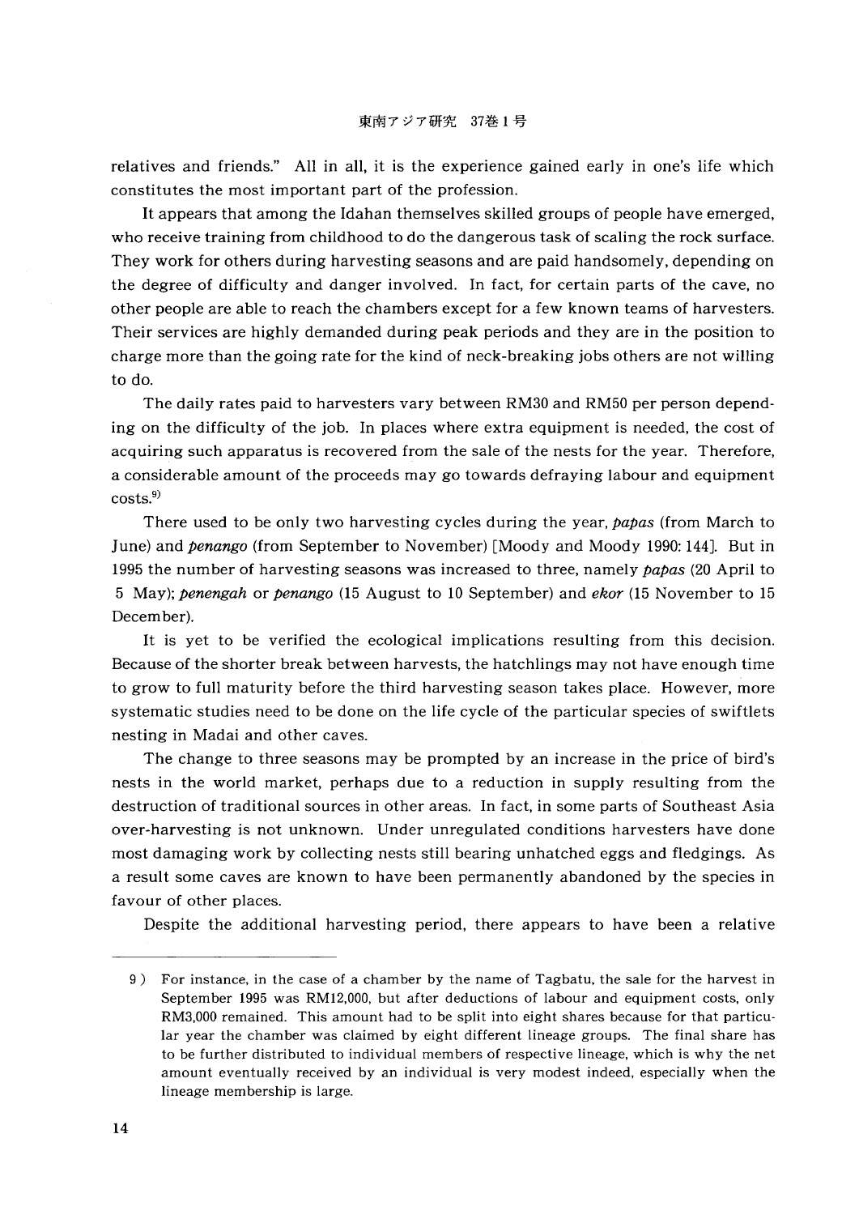relatives and friends." All in all, it is the experience gained early in one's life which constitutes the most important part of the profession.

It appears that among the Idahan themselves skilled groups of people have emerged, who receive training from childhood to do the dangerous task of scaling the rock surface. They work for others during harvesting seasons and are paid handsomely, depending on the degree of difficulty and danger involved. In fact, for certain parts of the cave, no other people are able to reach the chambers except for a few known teams of harvesters. Their services are highly demanded during peak periods and they are in the position to charge more than the going rate for the kind of neck-breaking jobs others are not willing to do.

The daily rates paid to harvesters vary between RM30 and RM50 per person depending on the difficulty of the job. In places where extra equipment is needed, the cost of acquiring such apparatus is recovered from the sale of the nests for the year. Therefore, a considerable amount of the proceeds may go towards defraying labour and equipment costs.[9)]

There used to be only two harvesting cycles during the year, *papas* (from March to June) and *penango* (from September to November) [Moody and Moody 1990: 144]. But in 1995 the number of harvesting seasons was increased to three, namely *papas* (20 April to 5 May); *penengah* or *penango* (15 August to 10 September) and *ekor* (15 November to 15 December).

It is yet to be verified the ecological implications resulting from this decision. Because of the shorter break between harvests, the hatchlings may not have enough time to grow to full maturity before the third harvesting season takes place. However, more systematic studies need to be done on the life cycle of the particular species of swiftlets nesting in Madai and other caves.

The change to three seasons may be prompted by an increase in the price of bird's nests in the world market, perhaps due to a reduction in supply resulting from the destruction of traditional sources in other areas. In fact, in some parts of Southeast Asia over-harvesting is not unknown. Under unregulated conditions harvesters have done most damaging work by collecting nests still bearing unhatched eggs and fledgings. As a result some caves are known to have been permanently abandoned by the species in favour of other places.

Despite the additional harvesting period, there appears to have been a relative

---

9) For instance, in the case of a chamber by the name of Tagbatu, the sale for the harvest in September 1995 was RM12,000, but after deductions of labour and equipment costs, only RM3,000 remained. This amount had to be split into eight shares because for that particular year the chamber was claimed by eight different lineage groups. The final share has to be further distributed to individual members of respective lineage, which is why the net amount eventually received by an individual is very modest indeed, especially when the lineage membership is large.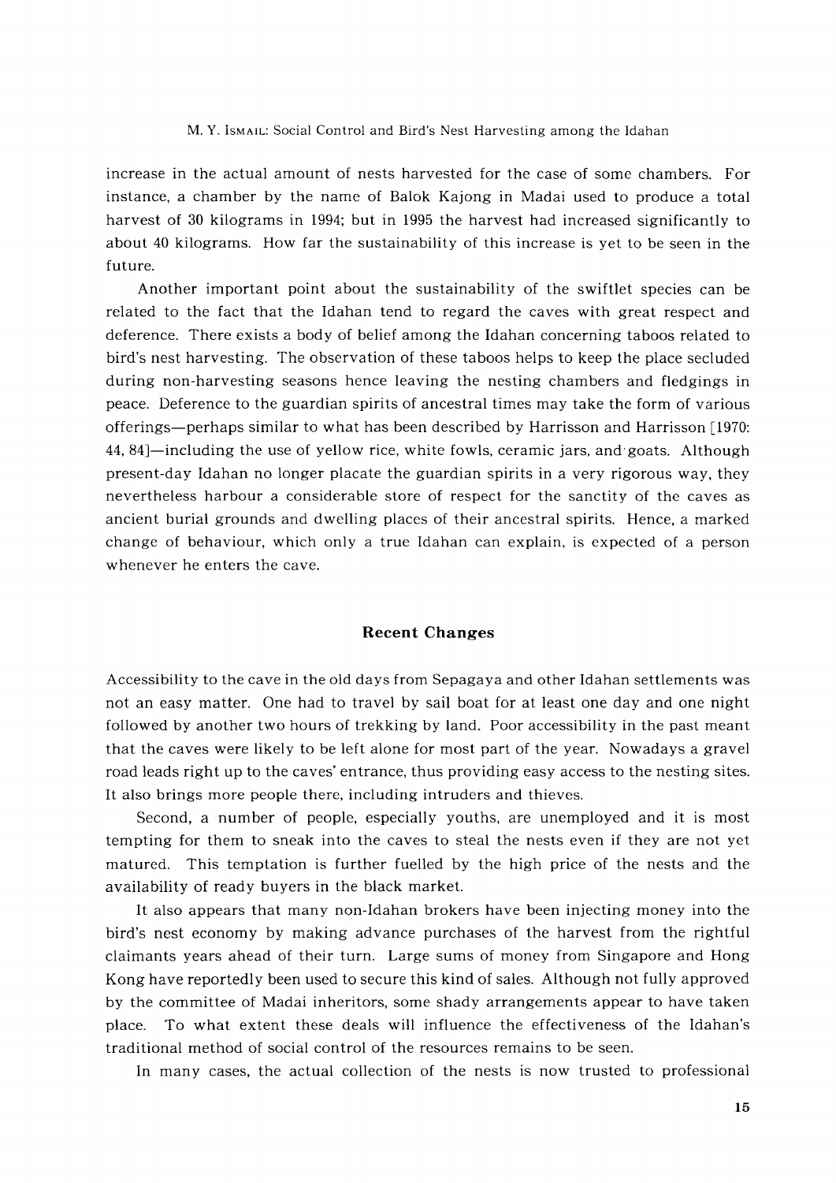increase in the actual amount of nests harvested for the case of some chambers. For instance, a chamber by the name of Balok Kajong in Madai used to produce a total harvest of 30 kilograms in 1994; but in 1995 the harvest had increased significantly to about 40 kilograms. How far the sustainability of this increase is yet to be seen in the future.

Another important point about the sustainability of the swiftlet species can be related to the fact that the Idahan tend to regard the caves with great respect and deference. There exists a body of belief among the Idahan concerning taboos related to bird's nest harvesting. The observation of these taboos helps to keep the place secluded during non-harvesting seasons hence leaving the nesting chambers and fledgings in peace. Deference to the guardian spirits of ancestral times may take the form of various offerings—perhaps similar to what has been described by Harrisson and Harrisson [1970: 44, 84]—including the use of yellow rice, white fowls, ceramic jars, and goats. Although present-day Idahan no longer placate the guardian spirits in a very rigorous way, they nevertheless harbour a considerable store of respect for the sanctity of the caves as ancient burial grounds and dwelling places of their ancestral spirits. Hence, a marked change of behaviour, which only a true Idahan can explain, is expected of a person whenever he enters the cave.

## Recent Changes

Accessibility to the cave in the old days from Sepagaya and other Idahan settlements was not an easy matter. One had to travel by sail boat for at least one day and one night followed by another two hours of trekking by land. Poor accessibility in the past meant that the caves were likely to be left alone for most part of the year. Nowadays a gravel road leads right up to the caves' entrance, thus providing easy access to the nesting sites. It also brings more people there, including intruders and thieves.

Second, a number of people, especially youths, are unemployed and it is most tempting for them to sneak into the caves to steal the nests even if they are not yet matured. This temptation is further fuelled by the high price of the nests and the availability of ready buyers in the black market.

It also appears that many non-Idahan brokers have been injecting money into the bird's nest economy by making advance purchases of the harvest from the rightful claimants years ahead of their turn. Large sums of money from Singapore and Hong Kong have reportedly been used to secure this kind of sales. Although not fully approved by the committee of Madai inheritors, some shady arrangements appear to have taken place. To what extent these deals will influence the effectiveness of the Idahan's traditional method of social control of the resources remains to be seen.

In many cases, the actual collection of the nests is now trusted to professional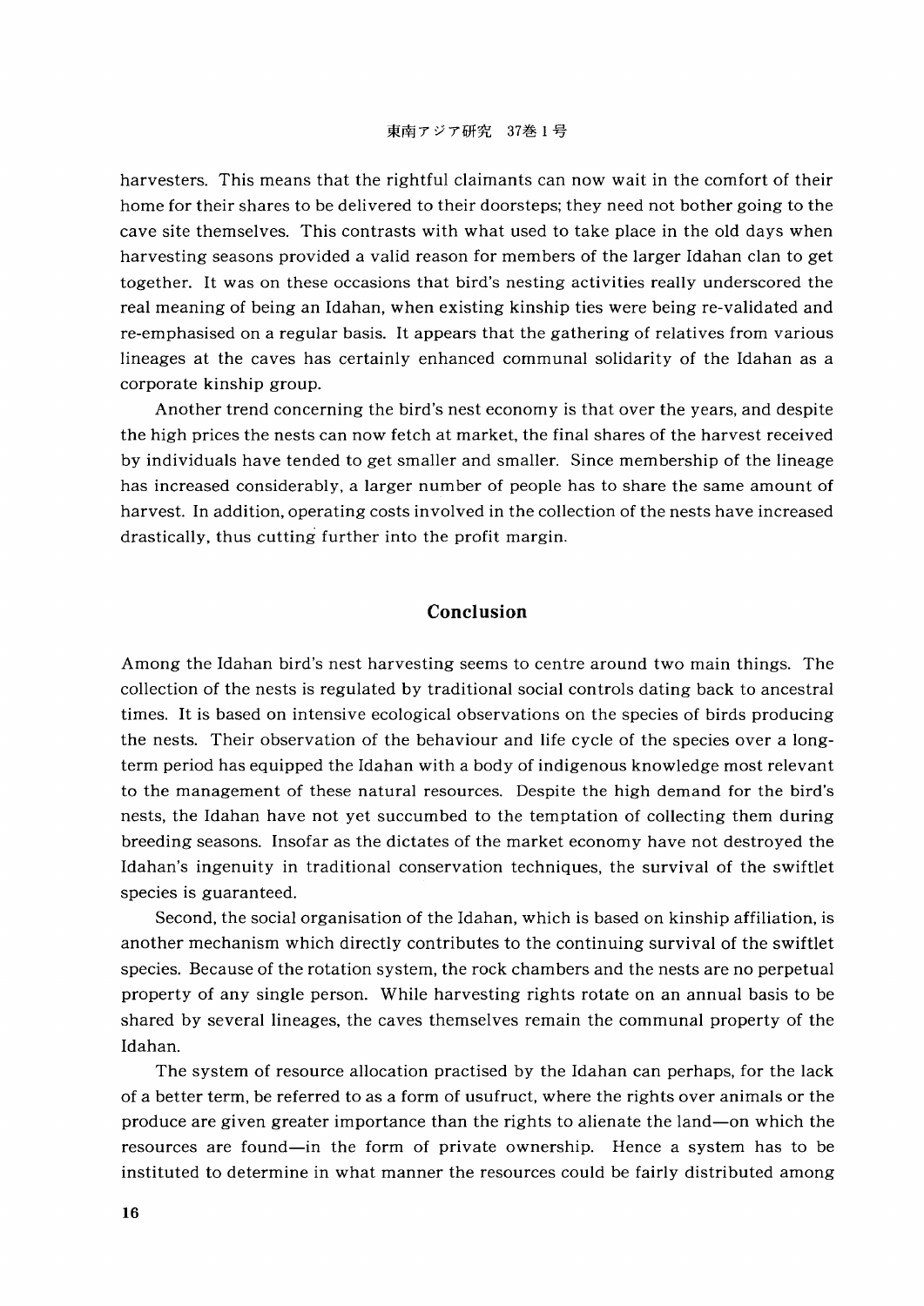harvesters. This means that the rightful claimants can now wait in the comfort of their home for their shares to be delivered to their doorsteps; they need not bother going to the cave site themselves. This contrasts with what used to take place in the old days when harvesting seasons provided a valid reason for members of the larger Idahan clan to get together. It was on these occasions that bird's nesting activities really underscored the real meaning of being an Idahan, when existing kinship ties were being re-validated and re-emphasised on a regular basis. It appears that the gathering of relatives from various lineages at the caves has certainly enhanced communal solidarity of the Idahan as a corporate kinship group.

Another trend concerning the bird's nest economy is that over the years, and despite the high prices the nests can now fetch at market, the final shares of the harvest received by individuals have tended to get smaller and smaller. Since membership of the lineage has increased considerably, a larger number of people has to share the same amount of harvest. In addition, operating costs involved in the collection of the nests have increased drastically, thus cutting further into the profit margin.

## Conclusion

Among the Idahan bird's nest harvesting seems to centre around two main things. The collection of the nests is regulated by traditional social controls dating back to ancestral times. It is based on intensive ecological observations on the species of birds producing the nests. Their observation of the behaviour and life cycle of the species over a long-term period has equipped the Idahan with a body of indigenous knowledge most relevant to the management of these natural resources. Despite the high demand for the bird's nests, the Idahan have not yet succumbed to the temptation of collecting them during breeding seasons. Insofar as the dictates of the market economy have not destroyed the Idahan's ingenuity in traditional conservation techniques, the survival of the swiftlet species is guaranteed.

Second, the social organisation of the Idahan, which is based on kinship affiliation, is another mechanism which directly contributes to the continuing survival of the swiftlet species. Because of the rotation system, the rock chambers and the nests are no perpetual property of any single person. While harvesting rights rotate on an annual basis to be shared by several lineages, the caves themselves remain the communal property of the Idahan.

The system of resource allocation practised by the Idahan can perhaps, for the lack of a better term, be referred to as a form of usufruct, where the rights over animals or the produce are given greater importance than the rights to alienate the land—on which the resources are found—in the form of private ownership. Hence a system has to be instituted to determine in what manner the resources could be fairly distributed among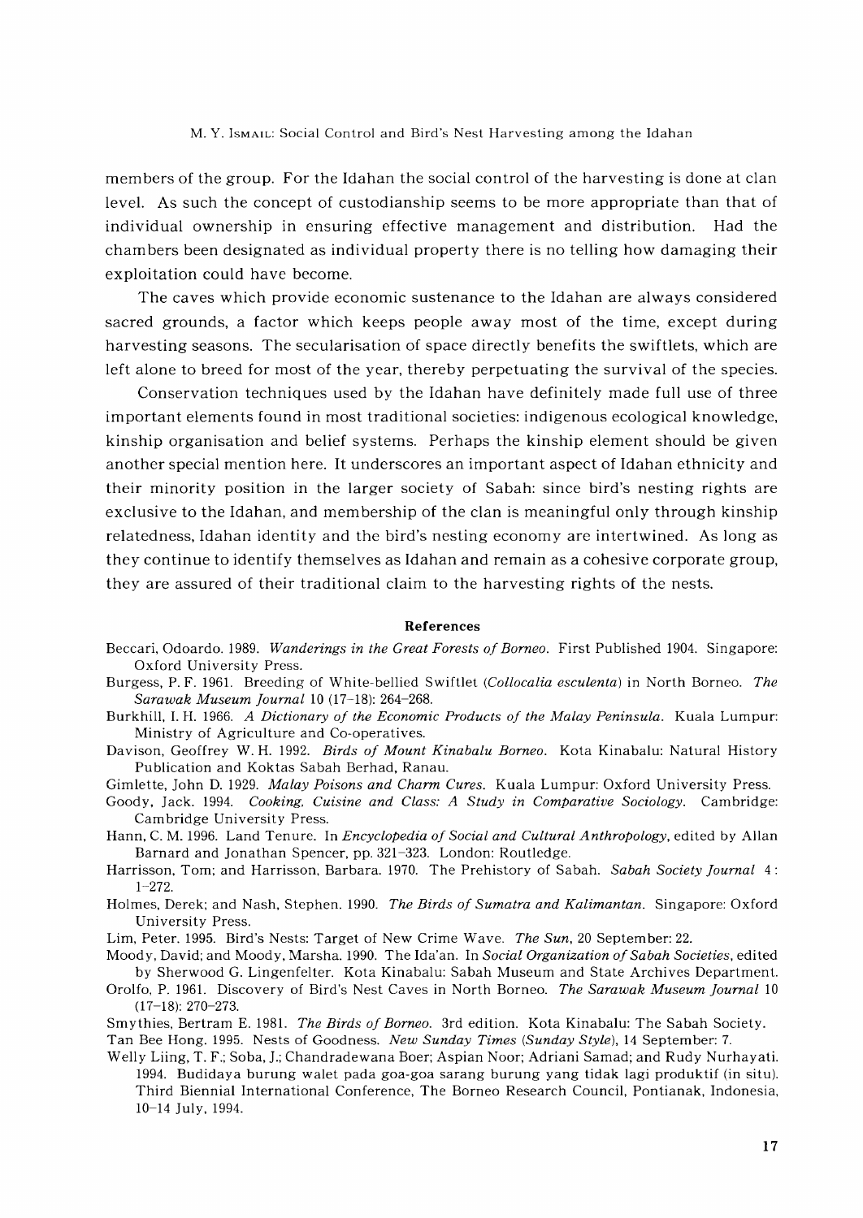members of the group. For the Idahan the social control of the harvesting is done at clan level. As such the concept of custodianship seems to be more appropriate than that of individual ownership in ensuring effective management and distribution. Had the chambers been designated as individual property there is no telling how damaging their exploitation could have become.

The caves which provide economic sustenance to the Idahan are always considered sacred grounds, a factor which keeps people away most of the time, except during harvesting seasons. The secularisation of space directly benefits the swiftlets, which are left alone to breed for most of the year, thereby perpetuating the survival of the species.

Conservation techniques used by the Idahan have definitely made full use of three important elements found in most traditional societies: indigenous ecological knowledge, kinship organisation and belief systems. Perhaps the kinship element should be given another special mention here. It underscores an important aspect of Idahan ethnicity and their minority position in the larger society of Sabah: since bird's nesting rights are exclusive to the Idahan, and membership of the clan is meaningful only through kinship relatedness, Idahan identity and the bird's nesting economy are intertwined. As long as they continue to identify themselves as Idahan and remain as a cohesive corporate group, they are assured of their traditional claim to the harvesting rights of the nests.

## References

Beccari, Odoardo. 1989. *Wanderings in the Great Forests of Borneo*. First Published 1904. Singapore: Oxford University Press.

Burgess, P. F. 1961. Breeding of White-bellied Swiftlet (*Collocalia esculenta*) in North Borneo. *The Sarawak Museum Journal* 10 (17–18): 264–268.

Burkhill, I. H. 1966. *A Dictionary of the Economic Products of the Malay Peninsula*. Kuala Lumpur: Ministry of Agriculture and Co-operatives.

Davison, Geoffrey W. H. 1992. *Birds of Mount Kinabalu Borneo*. Kota Kinabalu: Natural History Publication and Koktas Sabah Berhad, Ranau.

Gimlette, John D. 1929. *Malay Poisons and Charm Cures*. Kuala Lumpur: Oxford University Press.

Goody, Jack. 1994. *Cooking, Cuisine and Class: A Study in Comparative Sociology*. Cambridge: Cambridge University Press.

Hann, C. M. 1996. Land Tenure. In *Encyclopedia of Social and Cultural Anthropology*, edited by Allan Barnard and Jonathan Spencer, pp. 321–323. London: Routledge.

Harrisson, Tom; and Harrisson, Barbara. 1970. The Prehistory of Sabah. *Sabah Society Journal* 4: 1–272.

Holmes, Derek; and Nash, Stephen. 1990. *The Birds of Sumatra and Kalimantan*. Singapore: Oxford University Press.

Lim, Peter. 1995. Bird's Nests: Target of New Crime Wave. *The Sun*, 20 September: 22.

Moody, David; and Moody, Marsha. 1990. The Ida'an. In *Social Organization of Sabah Societies*, edited by Sherwood G. Lingenfelter. Kota Kinabalu: Sabah Museum and State Archives Department.

Orolfo, P. 1961. Discovery of Bird's Nest Caves in North Borneo. *The Sarawak Museum Journal* 10 (17–18): 270–273.

Smythies, Bertram E. 1981. *The Birds of Borneo*. 3rd edition. Kota Kinabalu: The Sabah Society.

Tan Bee Hong. 1995. Nests of Goodness. *New Sunday Times* (*Sunday Style*), 14 September: 7.

Welly Liing, T. F.; Soba, J.; Chandradewana Boer; Aspian Noor; Adriani Samad; and Rudy Nurhayati. 1994. Budidaya burung walet pada goa-goa sarang burung yang tidak lagi produktif (in situ). Third Biennial International Conference, The Borneo Research Council, Pontianak, Indonesia, 10–14 July, 1994.